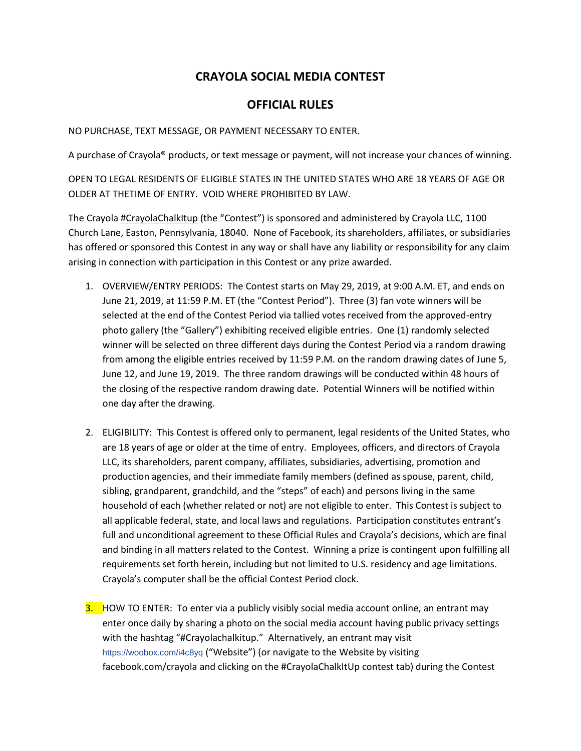# CRAYOLA SOCIAL MEDIA CONTEST

## OFFICIAL RULES

NO PURCHASE, TEXT MESSAGE, OR PAYMENT NECESSARY TO ENTER.

A purchase of Crayola® products, or text message or payment, will not increase your chances of winning.

OPEN TO LEGAL RESIDENTS OF ELIGIBLE STATES IN THE UNITED STATES WHO ARE 18 YEARS OF AGE OR OLDER AT THETIME OF ENTRY. VOID WHERE PROHIBITED BY LAW.

The Crayola #CrayolaChalkItup (the "Contest") is sponsored and administered by Crayola LLC, 1100 Church Lane, Easton, Pennsylvania, 18040. None of Facebook, its shareholders, affiliates, or subsidiaries has offered or sponsored this Contest in any way or shall have any liability or responsibility for any claim arising in connection with participation in this Contest or any prize awarded.

1. OVERVIEW/ENTRY PERIODS: The Contest starts on May 29, 2019, at 9:00 A.M. ET, and ends on June 21, 2019, at 11:59 P.M. ET (the "Contest Period"). Three (3) fan vote winners will be selected at the end of the Contest Period via tallied votes received from the approved-entry photo gallery (the "Gallery") exhibiting received eligible entries. One (1) randomly selected winner will be selected on three different days during the Contest Period via a random drawing from among the eligible entries received by 11:59 P.M. on the random drawing dates of June 5, June 12, and June 19, 2019. The three random drawings will be conducted within 48 hours of the closing of the respective random drawing date. Potential Winners will be notified within one day after the drawing.

2. ELIGIBILITY: This Contest is offered only to permanent, legal residents of the United States, who are 18 years of age or older at the time of entry. Employees, officers, and directors of Crayola LLC, its shareholders, parent company, affiliates, subsidiaries, advertising, promotion and production agencies, and their immediate family members (defined as spouse, parent, child, sibling, grandparent, grandchild, and the "steps" of each) and persons living in the same household of each (whether related or not) are not eligible to enter. This Contest is subject to all applicable federal, state, and local laws and regulations. Participation constitutes entrant's full and unconditional agreement to these Official Rules and Crayola's decisions, which are final and binding in all matters related to the Contest. Winning a prize is contingent upon fulfilling all requirements set forth herein, including but not limited to U.S. residency and age limitations. Crayola's computer shall be the official Contest Period clock.

3. HOW TO ENTER: To enter via a publicly visibly social media account online, an entrant may enter once daily by sharing a photo on the social media account having public privacy settings with the hashtag "#Crayolachalkitup." Alternatively, an entrant may visit https://woobox.com/i4c8yq ("Website") (or navigate to the Website by visiting facebook.com/crayola and clicking on the #CrayolaChalkItUp contest tab) during the Contest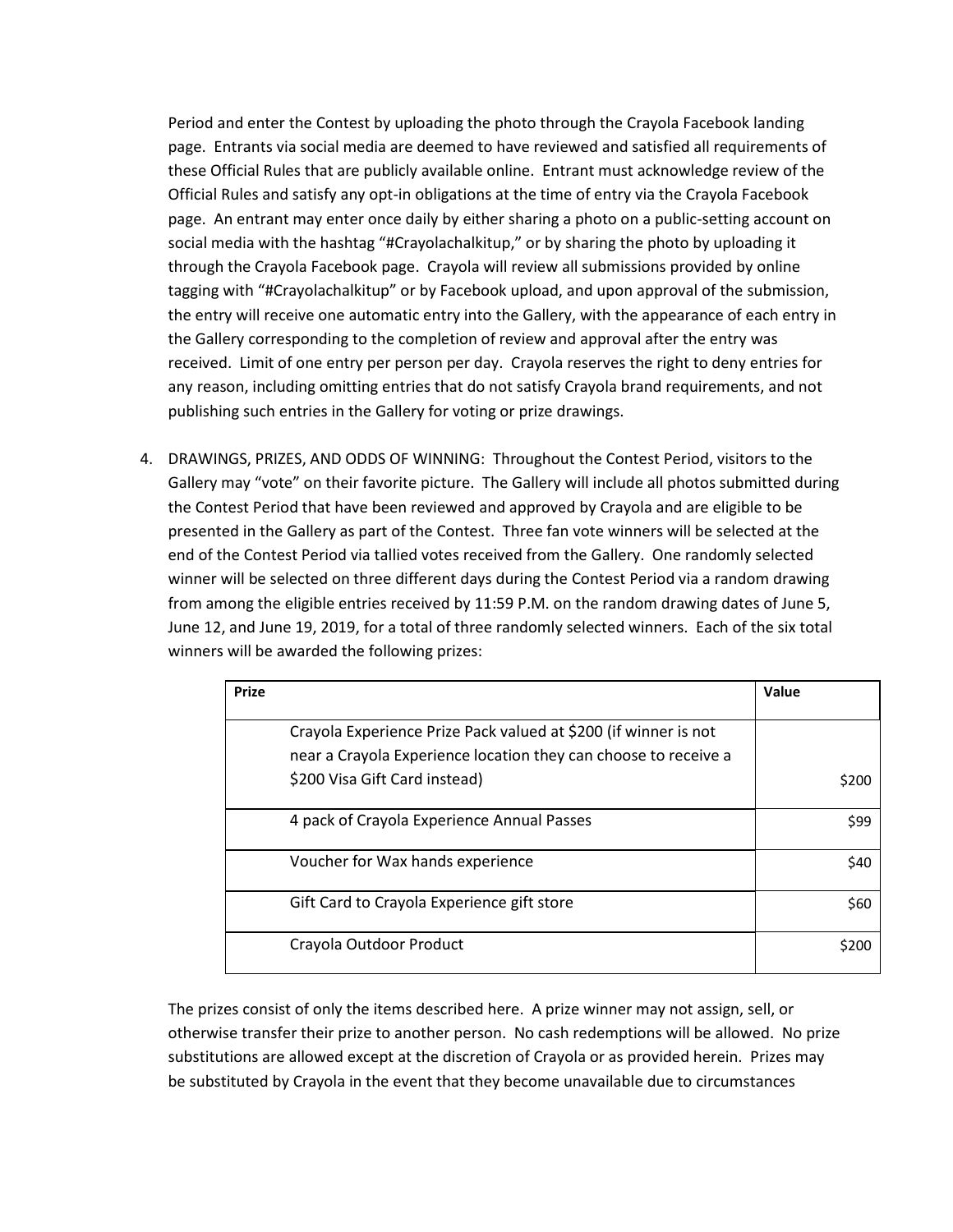Period and enter the Contest by uploading the photo through the Crayola Facebook landing page. Entrants via social media are deemed to have reviewed and satisfied all requirements of these Official Rules that are publicly available online. Entrant must acknowledge review of the Official Rules and satisfy any opt-in obligations at the time of entry via the Crayola Facebook page. An entrant may enter once daily by either sharing a photo on a public-setting account on social media with the hashtag "#Crayolachalkitup," or by sharing the photo by uploading it through the Crayola Facebook page. Crayola will review all submissions provided by online tagging with "#Crayolachalkitup" or by Facebook upload, and upon approval of the submission, the entry will receive one automatic entry into the Gallery, with the appearance of each entry in the Gallery corresponding to the completion of review and approval after the entry was received. Limit of one entry per person per day. Crayola reserves the right to deny entries for any reason, including omitting entries that do not satisfy Crayola brand requirements, and not publishing such entries in the Gallery for voting or prize drawings.

4. DRAWINGS, PRIZES, AND ODDS OF WINNING: Throughout the Contest Period, visitors to the Gallery may "vote" on their favorite picture. The Gallery will include all photos submitted during the Contest Period that have been reviewed and approved by Crayola and are eligible to be presented in the Gallery as part of the Contest. Three fan vote winners will be selected at the end of the Contest Period via tallied votes received from the Gallery. One randomly selected winner will be selected on three different days during the Contest Period via a random drawing from among the eligible entries received by 11:59 P.M. on the random drawing dates of June 5, June 12, and June 19, 2019, for a total of three randomly selected winners. Each of the six total winners will be awarded the following prizes:

| Prize | Value |
| --- | --- |
| Crayola Experience Prize Pack valued at $200 (if winner is not near a Crayola Experience location they can choose to receive a $200 Visa Gift Card instead) | $200 |
| 4 pack of Crayola Experience Annual Passes | $99 |
| Voucher for Wax hands experience | $40 |
| Gift Card to Crayola Experience gift store | $60 |
| Crayola Outdoor Product | $200 |

The prizes consist of only the items described here. A prize winner may not assign, sell, or otherwise transfer their prize to another person. No cash redemptions will be allowed. No prize substitutions are allowed except at the discretion of Crayola or as provided herein. Prizes may be substituted by Crayola in the event that they become unavailable due to circumstances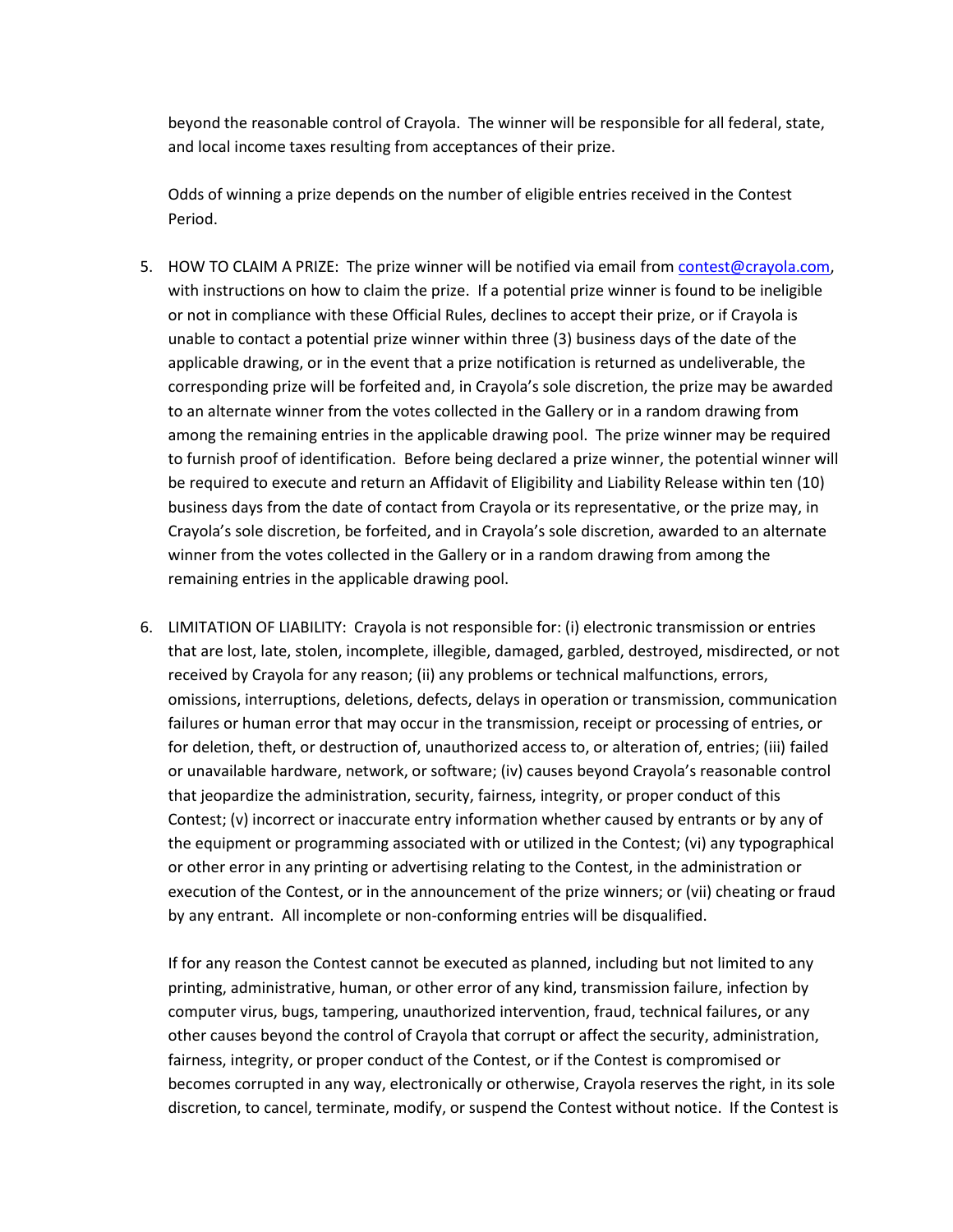beyond the reasonable control of Crayola. The winner will be responsible for all federal, state, and local income taxes resulting from acceptances of their prize.

Odds of winning a prize depends on the number of eligible entries received in the Contest Period.

5. HOW TO CLAIM A PRIZE: The prize winner will be notified via email from contest@crayola.com, with instructions on how to claim the prize. If a potential prize winner is found to be ineligible or not in compliance with these Official Rules, declines to accept their prize, or if Crayola is unable to contact a potential prize winner within three (3) business days of the date of the applicable drawing, or in the event that a prize notification is returned as undeliverable, the corresponding prize will be forfeited and, in Crayola's sole discretion, the prize may be awarded to an alternate winner from the votes collected in the Gallery or in a random drawing from among the remaining entries in the applicable drawing pool. The prize winner may be required to furnish proof of identification. Before being declared a prize winner, the potential winner will be required to execute and return an Affidavit of Eligibility and Liability Release within ten (10) business days from the date of contact from Crayola or its representative, or the prize may, in Crayola's sole discretion, be forfeited, and in Crayola's sole discretion, awarded to an alternate winner from the votes collected in the Gallery or in a random drawing from among the remaining entries in the applicable drawing pool.

6. LIMITATION OF LIABILITY: Crayola is not responsible for: (i) electronic transmission or entries that are lost, late, stolen, incomplete, illegible, damaged, garbled, destroyed, misdirected, or not received by Crayola for any reason; (ii) any problems or technical malfunctions, errors, omissions, interruptions, deletions, defects, delays in operation or transmission, communication failures or human error that may occur in the transmission, receipt or processing of entries, or for deletion, theft, or destruction of, unauthorized access to, or alteration of, entries; (iii) failed or unavailable hardware, network, or software; (iv) causes beyond Crayola's reasonable control that jeopardize the administration, security, fairness, integrity, or proper conduct of this Contest; (v) incorrect or inaccurate entry information whether caused by entrants or by any of the equipment or programming associated with or utilized in the Contest; (vi) any typographical or other error in any printing or advertising relating to the Contest, in the administration or execution of the Contest, or in the announcement of the prize winners; or (vii) cheating or fraud by any entrant. All incomplete or non-conforming entries will be disqualified.

   If for any reason the Contest cannot be executed as planned, including but not limited to any printing, administrative, human, or other error of any kind, transmission failure, infection by computer virus, bugs, tampering, unauthorized intervention, fraud, technical failures, or any other causes beyond the control of Crayola that corrupt or affect the security, administration, fairness, integrity, or proper conduct of the Contest, or if the Contest is compromised or becomes corrupted in any way, electronically or otherwise, Crayola reserves the right, in its sole discretion, to cancel, terminate, modify, or suspend the Contest without notice. If the Contest is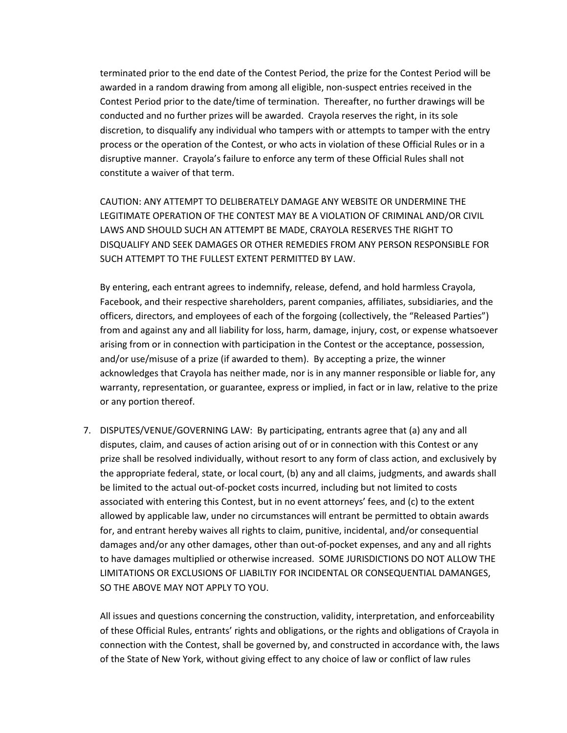terminated prior to the end date of the Contest Period, the prize for the Contest Period will be awarded in a random drawing from among all eligible, non-suspect entries received in the Contest Period prior to the date/time of termination. Thereafter, no further drawings will be conducted and no further prizes will be awarded. Crayola reserves the right, in its sole discretion, to disqualify any individual who tampers with or attempts to tamper with the entry process or the operation of the Contest, or who acts in violation of these Official Rules or in a disruptive manner. Crayola's failure to enforce any term of these Official Rules shall not constitute a waiver of that term.

CAUTION: ANY ATTEMPT TO DELIBERATELY DAMAGE ANY WEBSITE OR UNDERMINE THE LEGITIMATE OPERATION OF THE CONTEST MAY BE A VIOLATION OF CRIMINAL AND/OR CIVIL LAWS AND SHOULD SUCH AN ATTEMPT BE MADE, CRAYOLA RESERVES THE RIGHT TO DISQUALIFY AND SEEK DAMAGES OR OTHER REMEDIES FROM ANY PERSON RESPONSIBLE FOR SUCH ATTEMPT TO THE FULLEST EXTENT PERMITTED BY LAW.

By entering, each entrant agrees to indemnify, release, defend, and hold harmless Crayola, Facebook, and their respective shareholders, parent companies, affiliates, subsidiaries, and the officers, directors, and employees of each of the forgoing (collectively, the "Released Parties") from and against any and all liability for loss, harm, damage, injury, cost, or expense whatsoever arising from or in connection with participation in the Contest or the acceptance, possession, and/or use/misuse of a prize (if awarded to them). By accepting a prize, the winner acknowledges that Crayola has neither made, nor is in any manner responsible or liable for, any warranty, representation, or guarantee, express or implied, in fact or in law, relative to the prize or any portion thereof.

7. DISPUTES/VENUE/GOVERNING LAW: By participating, entrants agree that (a) any and all disputes, claim, and causes of action arising out of or in connection with this Contest or any prize shall be resolved individually, without resort to any form of class action, and exclusively by the appropriate federal, state, or local court, (b) any and all claims, judgments, and awards shall be limited to the actual out-of-pocket costs incurred, including but not limited to costs associated with entering this Contest, but in no event attorneys' fees, and (c) to the extent allowed by applicable law, under no circumstances will entrant be permitted to obtain awards for, and entrant hereby waives all rights to claim, punitive, incidental, and/or consequential damages and/or any other damages, other than out-of-pocket expenses, and any and all rights to have damages multiplied or otherwise increased. SOME JURISDICTIONS DO NOT ALLOW THE LIMITATIONS OR EXCLUSIONS OF LIABILTIY FOR INCIDENTAL OR CONSEQUENTIAL DAMANGES, SO THE ABOVE MAY NOT APPLY TO YOU.

   All issues and questions concerning the construction, validity, interpretation, and enforceability of these Official Rules, entrants' rights and obligations, or the rights and obligations of Crayola in connection with the Contest, shall be governed by, and constructed in accordance with, the laws of the State of New York, without giving effect to any choice of law or conflict of law rules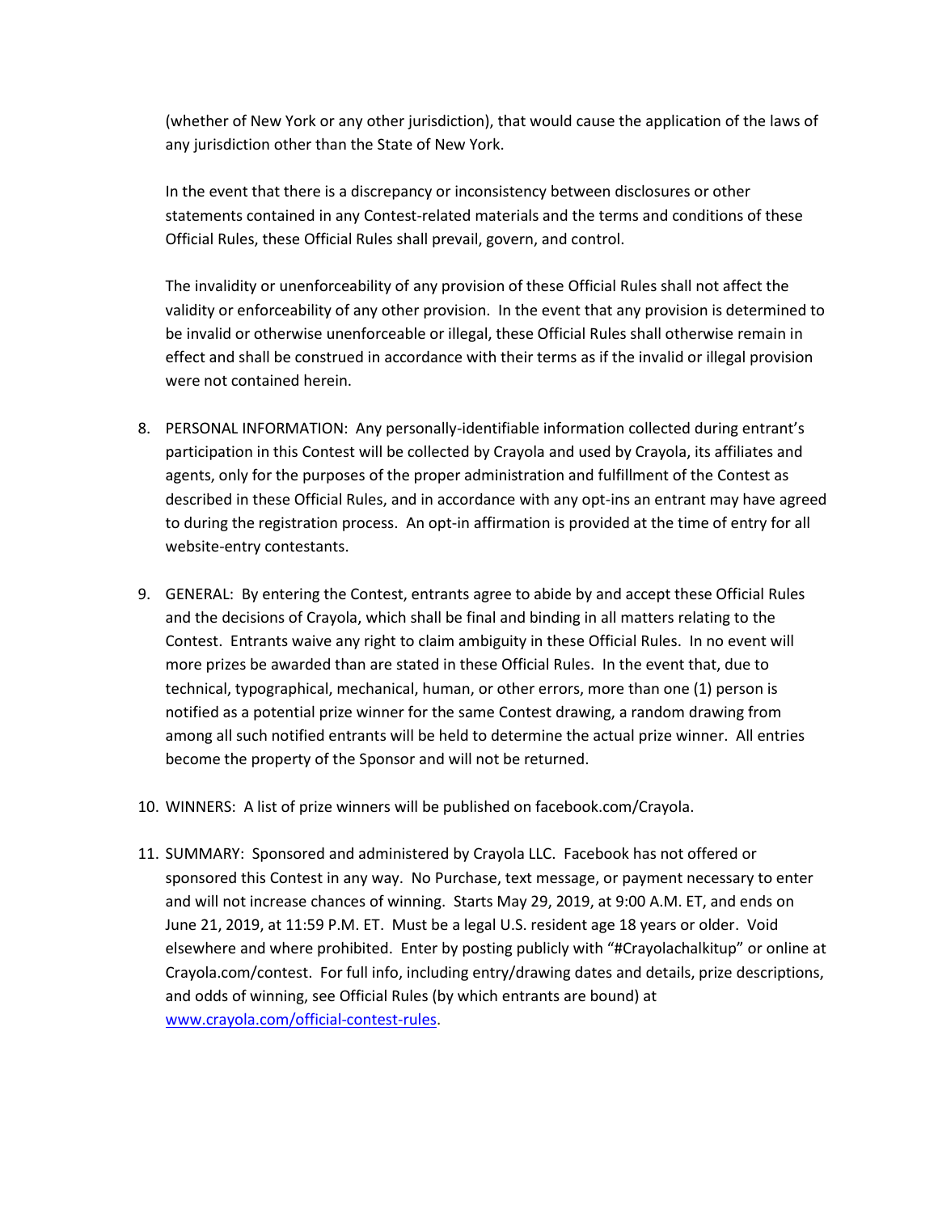(whether of New York or any other jurisdiction), that would cause the application of the laws of any jurisdiction other than the State of New York.

In the event that there is a discrepancy or inconsistency between disclosures or other statements contained in any Contest-related materials and the terms and conditions of these Official Rules, these Official Rules shall prevail, govern, and control.

The invalidity or unenforceability of any provision of these Official Rules shall not affect the validity or enforceability of any other provision. In the event that any provision is determined to be invalid or otherwise unenforceable or illegal, these Official Rules shall otherwise remain in effect and shall be construed in accordance with their terms as if the invalid or illegal provision were not contained herein.

8. PERSONAL INFORMATION: Any personally-identifiable information collected during entrant's participation in this Contest will be collected by Crayola and used by Crayola, its affiliates and agents, only for the purposes of the proper administration and fulfillment of the Contest as described in these Official Rules, and in accordance with any opt-ins an entrant may have agreed to during the registration process. An opt-in affirmation is provided at the time of entry for all website-entry contestants.

9. GENERAL: By entering the Contest, entrants agree to abide by and accept these Official Rules and the decisions of Crayola, which shall be final and binding in all matters relating to the Contest. Entrants waive any right to claim ambiguity in these Official Rules. In no event will more prizes be awarded than are stated in these Official Rules. In the event that, due to technical, typographical, mechanical, human, or other errors, more than one (1) person is notified as a potential prize winner for the same Contest drawing, a random drawing from among all such notified entrants will be held to determine the actual prize winner. All entries become the property of the Sponsor and will not be returned.

10. WINNERS: A list of prize winners will be published on facebook.com/Crayola.

11. SUMMARY: Sponsored and administered by Crayola LLC. Facebook has not offered or sponsored this Contest in any way. No Purchase, text message, or payment necessary to enter and will not increase chances of winning. Starts May 29, 2019, at 9:00 A.M. ET, and ends on June 21, 2019, at 11:59 P.M. ET. Must be a legal U.S. resident age 18 years or older. Void elsewhere and where prohibited. Enter by posting publicly with "#Crayolachalkitup" or online at Crayola.com/contest. For full info, including entry/drawing dates and details, prize descriptions, and odds of winning, see Official Rules (by which entrants are bound) at [www.crayola.com/official-contest-rules](http://www.crayola.com/official-contest-rules).